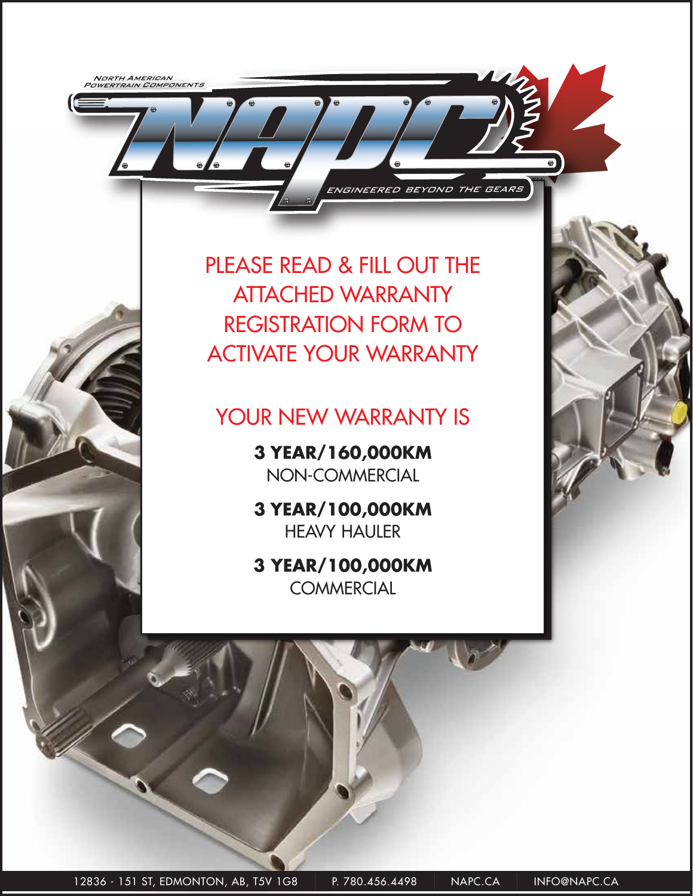NORTH AMERICAN POWERTRAIN COMPONENTS

# NAPC

ENGINEERED BEYOND THE GEARS

## PLEASE READ & FILL OUT THE ATTACHED WARRANTY REGISTRATION FORM TO ACTIVATE YOUR WARRANTY

## YOUR NEW WARRANTY IS

**3 YEAR/160,000KM**
NON-COMMERCIAL

**3 YEAR/100,000KM**
HEAVY HAULER

**3 YEAR/100,000KM**
COMMERCIAL

12836 - 151 ST, EDMONTON, AB, T5V 1G8 | P. 780.456.4498 | NAPC.CA | INFO@NAPC.CA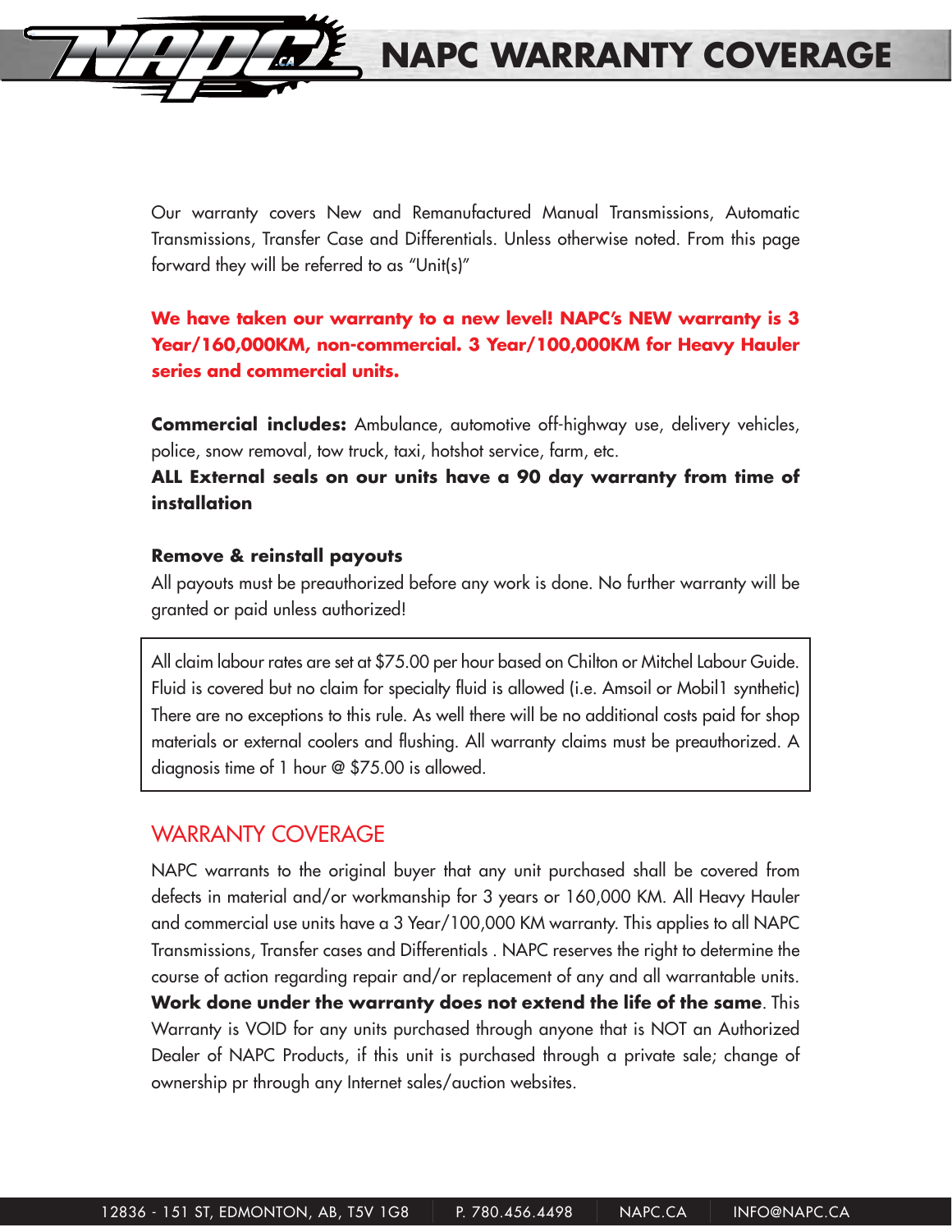# NAPC WARRANTY COVERAGE

Our warranty covers New and Remanufactured Manual Transmissions, Automatic Transmissions, Transfer Case and Differentials. Unless otherwise noted. From this page forward they will be referred to as "Unit(s)"

**We have taken our warranty to a new level! NAPC's NEW warranty is 3 Year/160,000KM, non-commercial. 3 Year/100,000KM for Heavy Hauler series and commercial units.**

**Commercial includes:** Ambulance, automotive off-highway use, delivery vehicles, police, snow removal, tow truck, taxi, hotshot service, farm, etc.

**ALL External seals on our units have a 90 day warranty from time of installation**

**Remove & reinstall payouts**

All payouts must be preauthorized before any work is done. No further warranty will be granted or paid unless authorized!

All claim labour rates are set at $75.00 per hour based on Chilton or Mitchel Labour Guide. Fluid is covered but no claim for specialty fluid is allowed (i.e. Amsoil or Mobil1 synthetic) There are no exceptions to this rule. As well there will be no additional costs paid for shop materials or external coolers and flushing. All warranty claims must be preauthorized. A diagnosis time of 1 hour @ $75.00 is allowed.

## WARRANTY COVERAGE

NAPC warrants to the original buyer that any unit purchased shall be covered from defects in material and/or workmanship for 3 years or 160,000 KM. All Heavy Hauler and commercial use units have a 3 Year/100,000 KM warranty. This applies to all NAPC Transmissions, Transfer cases and Differentials . NAPC reserves the right to determine the course of action regarding repair and/or replacement of any and all warrantable units. **Work done under the warranty does not extend the life of the same**. This Warranty is VOID for any units purchased through anyone that is NOT an Authorized Dealer of NAPC Products, if this unit is purchased through a private sale; change of ownership pr through any Internet sales/auction websites.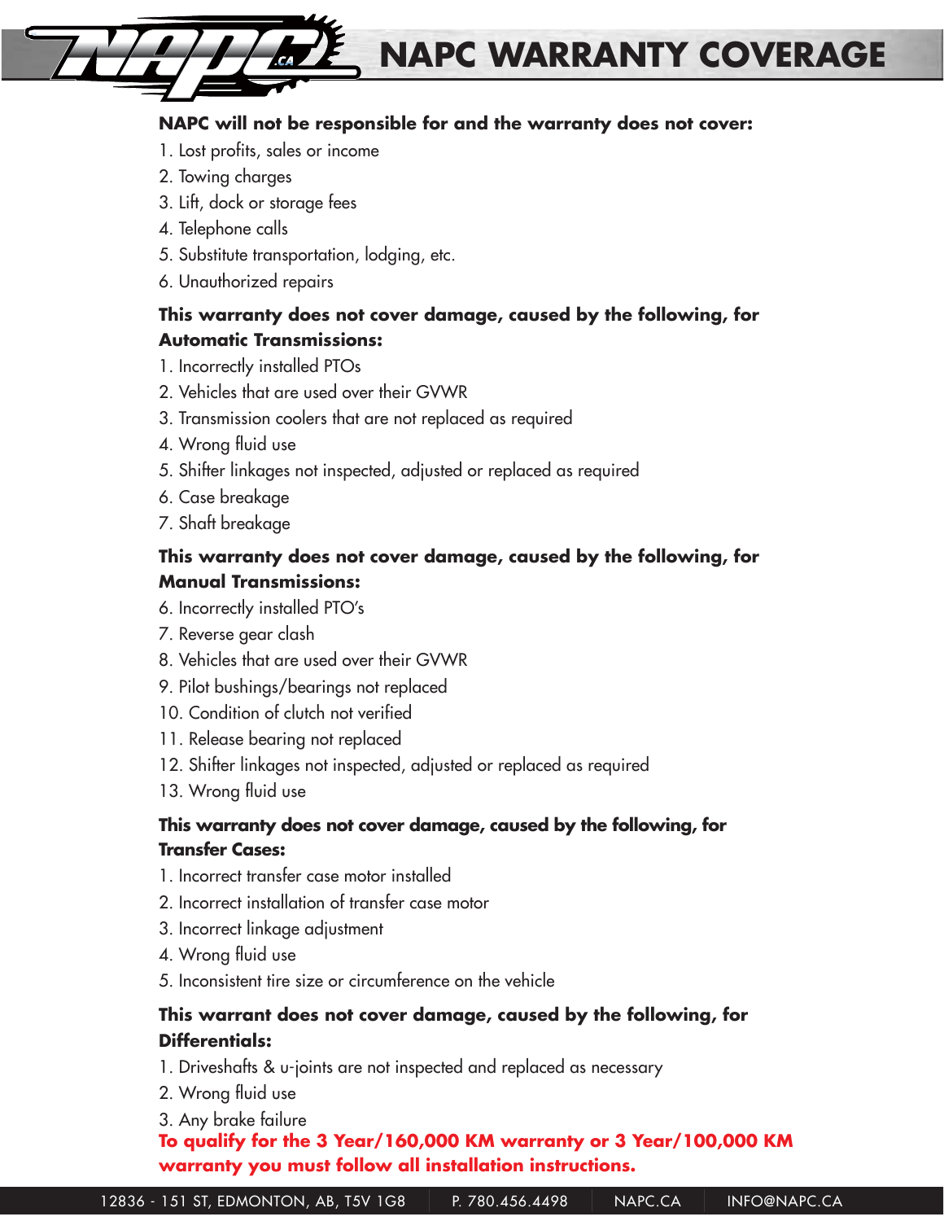# NAPC WARRANTY COVERAGE

**NAPC will not be responsible for and the warranty does not cover:**

1. Lost profits, sales or income
2. Towing charges
3. Lift, dock or storage fees
4. Telephone calls
5. Substitute transportation, lodging, etc.
6. Unauthorized repairs

**This warranty does not cover damage, caused by the following, for Automatic Transmissions:**

1. Incorrectly installed PTOs
2. Vehicles that are used over their GVWR
3. Transmission coolers that are not replaced as required
4. Wrong fluid use
5. Shifter linkages not inspected, adjusted or replaced as required
6. Case breakage
7. Shaft breakage

**This warranty does not cover damage, caused by the following, for Manual Transmissions:**

6. Incorrectly installed PTO's
7. Reverse gear clash
8. Vehicles that are used over their GVWR
9. Pilot bushings/bearings not replaced
10. Condition of clutch not verified
11. Release bearing not replaced
12. Shifter linkages not inspected, adjusted or replaced as required
13. Wrong fluid use

**This warranty does not cover damage, caused by the following, for Transfer Cases:**

1. Incorrect transfer case motor installed
2. Incorrect installation of transfer case motor
3. Incorrect linkage adjustment
4. Wrong fluid use
5. Inconsistent tire size or circumference on the vehicle

**This warrant does not cover damage, caused by the following, for Differentials:**

1. Driveshafts & u-joints are not inspected and replaced as necessary
2. Wrong fluid use
3. Any brake failure

**To qualify for the 3 Year/160,000 KM warranty or 3 Year/100,000 KM warranty you must follow all installation instructions.**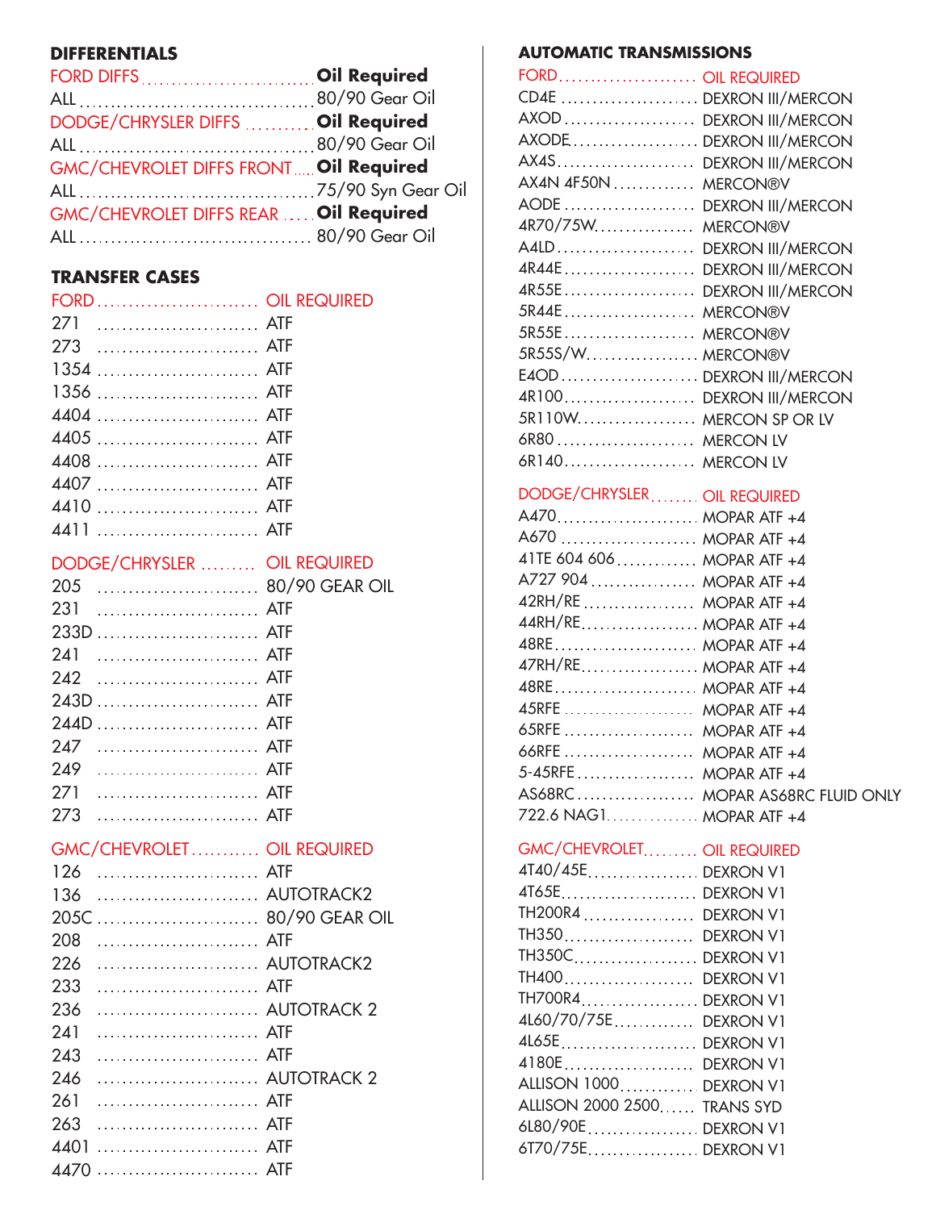## DIFFERENTIALS

| FORD DIFFS | **Oil Required** |
|---|---|
| ALL | 80/90 Gear Oil |

| DODGE/CHRYSLER DIFFS | **Oil Required** |
|---|---|
| ALL | 80/90 Gear Oil |

| GMC/CHEVROLET DIFFS FRONT | **Oil Required** |
|---|---|
| ALL | 75/90 Syn Gear Oil |

| GMC/CHEVROLET DIFFS REAR | **Oil Required** |
|---|---|
| ALL | 80/90 Gear Oil |

## TRANSFER CASES

| FORD | OIL REQUIRED |
|---|---|
| 271 | ATF |
| 273 | ATF |
| 1354 | ATF |
| 1356 | ATF |
| 4404 | ATF |
| 4405 | ATF |
| 4408 | ATF |
| 4407 | ATF |
| 4410 | ATF |
| 4411 | ATF |

| DODGE/CHRYSLER | OIL REQUIRED |
|---|---|
| 205 | 80/90 GEAR OIL |
| 231 | ATF |
| 233D | ATF |
| 241 | ATF |
| 242 | ATF |
| 243D | ATF |
| 244D | ATF |
| 247 | ATF |
| 249 | ATF |
| 271 | ATF |
| 273 | ATF |

| GMC/CHEVROLET | OIL REQUIRED |
|---|---|
| 126 | ATF |
| 136 | AUTOTRACK2 |
| 205C | 80/90 GEAR OIL |
| 208 | ATF |
| 226 | AUTOTRACK2 |
| 233 | ATF |
| 236 | AUTOTRACK 2 |
| 241 | ATF |
| 243 | ATF |
| 246 | AUTOTRACK 2 |
| 261 | ATF |
| 263 | ATF |
| 4401 | ATF |
| 4470 | ATF |

## AUTOMATIC TRANSMISSIONS

| FORD | OIL REQUIRED |
|---|---|
| CD4E | DEXRON III/MERCON |
| AXOD | DEXRON III/MERCON |
| AXODE | DEXRON III/MERCON |
| AX4S | DEXRON III/MERCON |
| AX4N 4F50N | MERCON®V |
| AODE | DEXRON III/MERCON |
| 4R70/75W | MERCON®V |
| A4LD | DEXRON III/MERCON |
| 4R44E | DEXRON III/MERCON |
| 4R55E | DEXRON III/MERCON |
| 5R44E | MERCON®V |
| 5R55E | MERCON®V |
| 5R55S/W | MERCON®V |
| E4OD | DEXRON III/MERCON |
| 4R100 | DEXRON III/MERCON |
| 5R110W | MERCON SP OR LV |
| 6R80 | MERCON LV |
| 6R140 | MERCON LV |

| DODGE/CHRYSLER | OIL REQUIRED |
|---|---|
| A470 | MOPAR ATF +4 |
| A670 | MOPAR ATF +4 |
| 41TE 604 606 | MOPAR ATF +4 |
| A727 904 | MOPAR ATF +4 |
| 42RH/RE | MOPAR ATF +4 |
| 44RH/RE | MOPAR ATF +4 |
| 48RE | MOPAR ATF +4 |
| 47RH/RE | MOPAR ATF +4 |
| 48RE | MOPAR ATF +4 |
| 45RFE | MOPAR ATF +4 |
| 65RFE | MOPAR ATF +4 |
| 66RFE | MOPAR ATF +4 |
| 5-45RFE | MOPAR ATF +4 |
| AS68RC | MOPAR AS68RC FLUID ONLY |
| 722.6 NAG1 | MOPAR ATF +4 |

| GMC/CHEVROLET | OIL REQUIRED |
|---|---|
| 4T40/45E | DEXRON V1 |
| 4T65E | DEXRON V1 |
| TH200R4 | DEXRON V1 |
| TH350 | DEXRON V1 |
| TH350C | DEXRON V1 |
| TH400 | DEXRON V1 |
| TH700R4 | DEXRON V1 |
| 4L60/70/75E | DEXRON V1 |
| 4L65E | DEXRON V1 |
| 4180E | DEXRON V1 |
| ALLISON 1000 | DEXRON V1 |
| ALLISON 2000 2500 | TRANS SYD |
| 6L80/90E | DEXRON V1 |
| 6T70/75E | DEXRON V1 |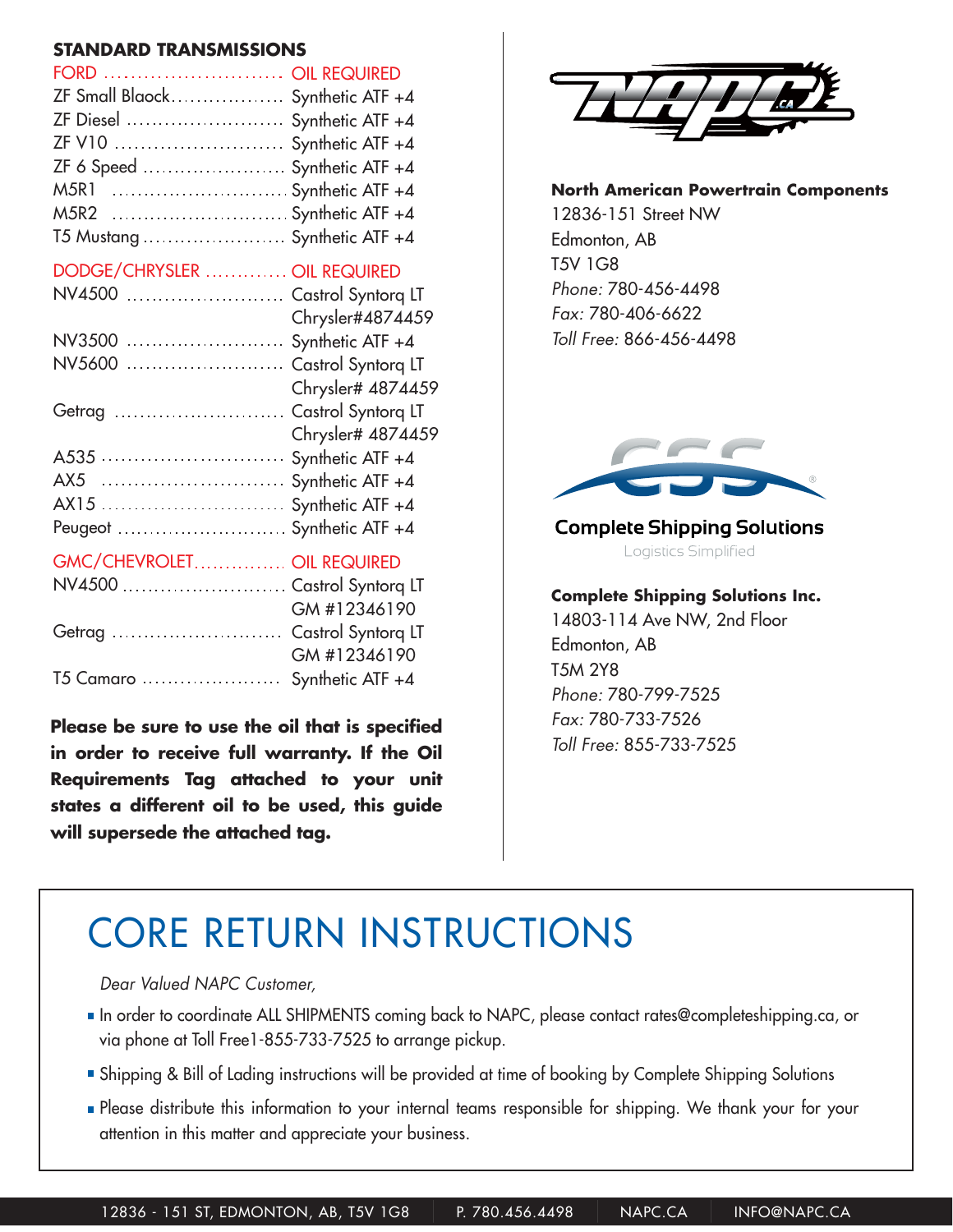## STANDARD TRANSMISSIONS

| FORD | OIL REQUIRED |
| --- | --- |
| ZF Small Blaock | Synthetic ATF +4 |
| ZF Diesel | Synthetic ATF +4 |
| ZF V10 | Synthetic ATF +4 |
| ZF 6 Speed | Synthetic ATF +4 |
| M5R1 | Synthetic ATF +4 |
| M5R2 | Synthetic ATF +4 |
| T5 Mustang | Synthetic ATF +4 |

| DODGE/CHRYSLER | OIL REQUIRED |
| --- | --- |
| NV4500 | Castrol Syntorq LT Chrysler#4874459 |
| NV3500 | Synthetic ATF +4 |
| NV5600 | Castrol Syntorq LT Chrysler# 4874459 |
| Getrag | Castrol Syntorq LT Chrysler# 4874459 |
| A535 | Synthetic ATF +4 |
| AX5 | Synthetic ATF +4 |
| AX15 | Synthetic ATF +4 |
| Peugeot | Synthetic ATF +4 |

| GMC/CHEVROLET | OIL REQUIRED |
| --- | --- |
| NV4500 | Castrol Syntorq LT GM #12346190 |
| Getrag | Castrol Syntorq LT GM #12346190 |
| T5 Camaro | Synthetic ATF +4 |

**Please be sure to use the oil that is specified in order to receive full warranty. If the Oil Requirements Tag attached to your unit states a different oil to be used, this guide will supersede the attached tag.**

**North American Powertrain Components**
12836-151 Street NW
Edmonton, AB
T5V 1G8
*Phone:* 780-456-4498
*Fax:* 780-406-6622
*Toll Free:* 866-456-4498

Complete Shipping Solutions
Logistics Simplified

**Complete Shipping Solutions Inc.**
14803-114 Ave NW, 2nd Floor
Edmonton, AB
T5M 2Y8
*Phone:* 780-799-7525
*Fax:* 780-733-7526
*Toll Free:* 855-733-7525

# CORE RETURN INSTRUCTIONS

*Dear Valued NAPC Customer,*

- In order to coordinate ALL SHIPMENTS coming back to NAPC, please contact rates@completeshipping.ca, or via phone at Toll Free1-855-733-7525 to arrange pickup.
- Shipping & Bill of Lading instructions will be provided at time of booking by Complete Shipping Solutions
- Please distribute this information to your internal teams responsible for shipping. We thank your for your attention in this matter and appreciate your business.

12836 - 151 ST, EDMONTON, AB, T5V 1G8 | P. 780.456.4498 | NAPC.CA | INFO@NAPC.CA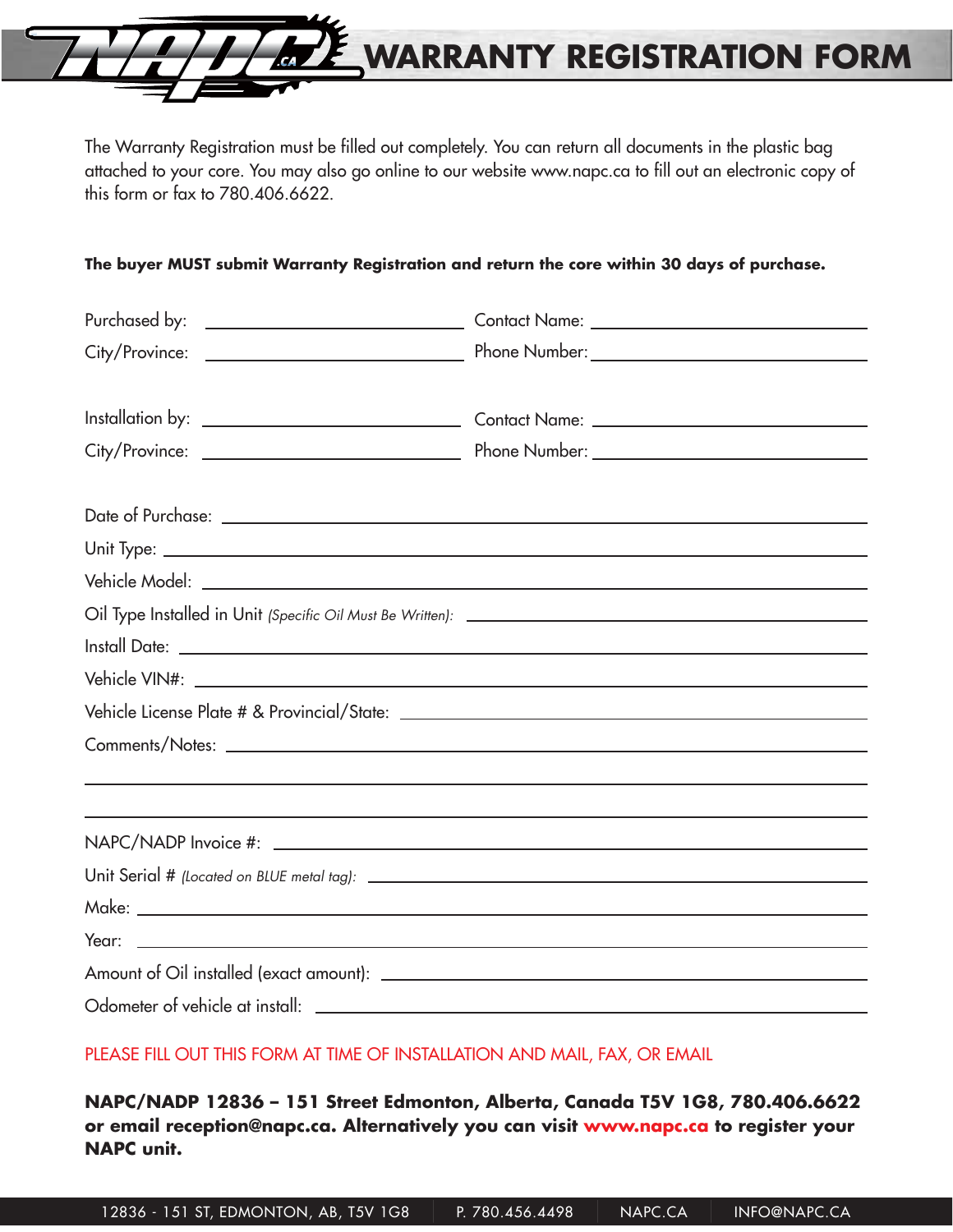# WARRANTY REGISTRATION FORM

The Warranty Registration must be filled out completely. You can return all documents in the plastic bag attached to your core. You may also go online to our website www.napc.ca to fill out an electronic copy of this form or fax to 780.406.6622.

**The buyer MUST submit Warranty Registration and return the core within 30 days of purchase.**

Purchased by: ______________________ Contact Name: ______________________

City/Province: ______________________ Phone Number: ______________________

Installation by: ______________________ Contact Name: ______________________

City/Province: ______________________ Phone Number: ______________________

Date of Purchase: ______________________

Unit Type: ______________________

Vehicle Model: ______________________

Oil Type Installed in Unit *(Specific Oil Must Be Written)*: ______________________

Install Date: ______________________

Vehicle VIN#: ______________________

Vehicle License Plate # & Provincial/State: ______________________

Comments/Notes: ______________________

______________________

______________________

NAPC/NADP Invoice #: ______________________

Unit Serial # *(Located on BLUE metal tag)*: ______________________

Make: ______________________

Year: ______________________

Amount of Oil installed (exact amount): ______________________

Odometer of vehicle at install: ______________________

PLEASE FILL OUT THIS FORM AT TIME OF INSTALLATION AND MAIL, FAX, OR EMAIL

**NAPC/NADP 12836 – 151 Street Edmonton, Alberta, Canada T5V 1G8, 780.406.6622 or email reception@napc.ca. Alternatively you can visit www.napc.ca to register your NAPC unit.**

12836 - 151 ST, EDMONTON, AB, T5V 1G8 | P. 780.456.4498 | NAPC.CA | INFO@NAPC.CA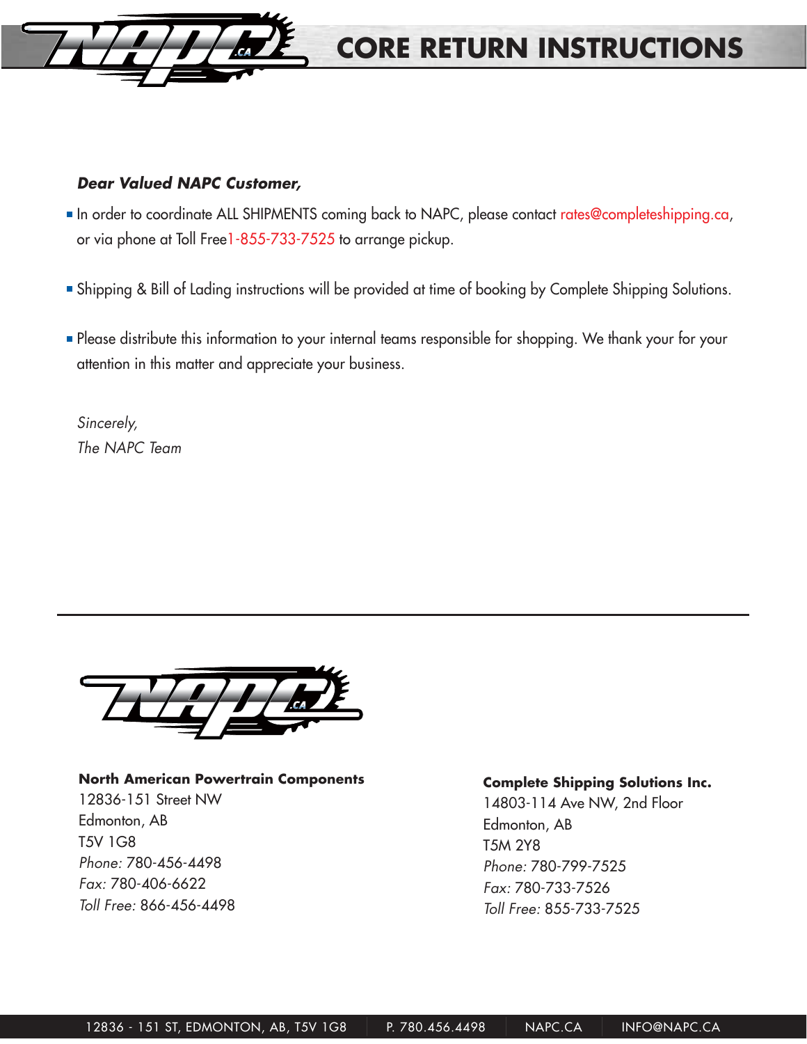# CORE RETURN INSTRUCTIONS

***Dear Valued NAPC Customer,***

- In order to coordinate ALL SHIPMENTS coming back to NAPC, please contact rates@completeshipping.ca, or via phone at Toll Free1-855-733-7525 to arrange pickup.
- Shipping & Bill of Lading instructions will be provided at time of booking by Complete Shipping Solutions.
- Please distribute this information to your internal teams responsible for shopping. We thank your for your attention in this matter and appreciate your business.

*Sincerely,*
*The NAPC Team*

---

**North American Powertrain Components**
12836-151 Street NW
Edmonton, AB
T5V 1G8
*Phone:* 780-456-4498
*Fax:* 780-406-6622
*Toll Free:* 866-456-4498

**Complete Shipping Solutions Inc.**
14803-114 Ave NW, 2nd Floor
Edmonton, AB
T5M 2Y8
*Phone:* 780-799-7525
*Fax:* 780-733-7526
*Toll Free:* 855-733-7525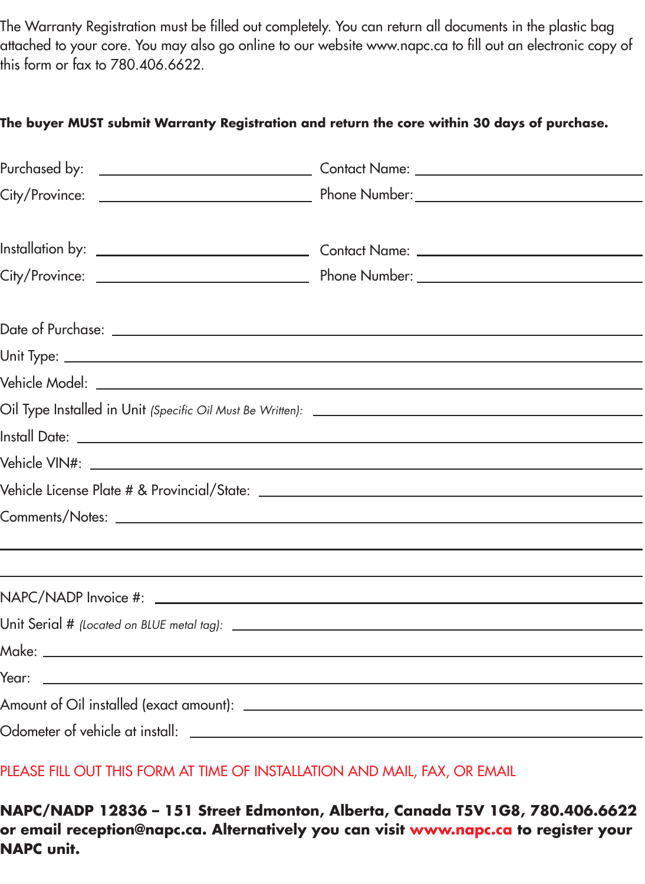The Warranty Registration must be filled out completely. You can return all documents in the plastic bag attached to your core. You may also go online to our website www.napc.ca to fill out an electronic copy of this form or fax to 780.406.6622.

**The buyer MUST submit Warranty Registration and return the core within 30 days of purchase.**

Purchased by: ______________________ Contact Name: ______________________

City/Province: ______________________ Phone Number: ______________________

Installation by: ______________________ Contact Name: ______________________

City/Province: ______________________ Phone Number: ______________________

Date of Purchase: ______________________

Unit Type: ______________________

Vehicle Model: ______________________

Oil Type Installed in Unit *(Specific Oil Must Be Written)*: ______________________

Install Date: ______________________

Vehicle VIN#: ______________________

Vehicle License Plate # & Provincial/State: ______________________

Comments/Notes: ______________________

______________________

______________________

NAPC/NADP Invoice #: ______________________

Unit Serial # *(Located on BLUE metal tag)*: ______________________

Make: ______________________

Year: ______________________

Amount of Oil installed (exact amount): ______________________

Odometer of vehicle at install: ______________________

PLEASE FILL OUT THIS FORM AT TIME OF INSTALLATION AND MAIL, FAX, OR EMAIL

**NAPC/NADP 12836 – 151 Street Edmonton, Alberta, Canada T5V 1G8, 780.406.6622 or email reception@napc.ca. Alternatively you can visit www.napc.ca to register your NAPC unit.**